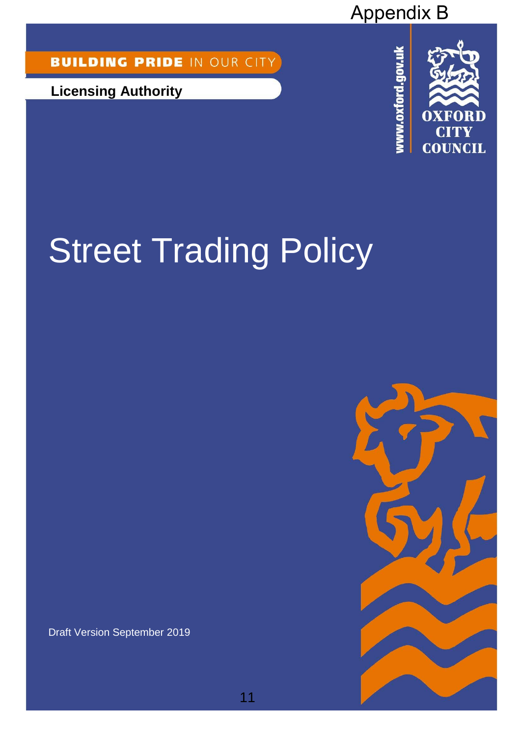Appendix B

**BUILDING PRIDE** IN OUR CITY

**Licensing Authority**

www.oxford.gov.uk

OXFORD CITY COUNCIL

# Street Trading Policy

Draft Version September 2019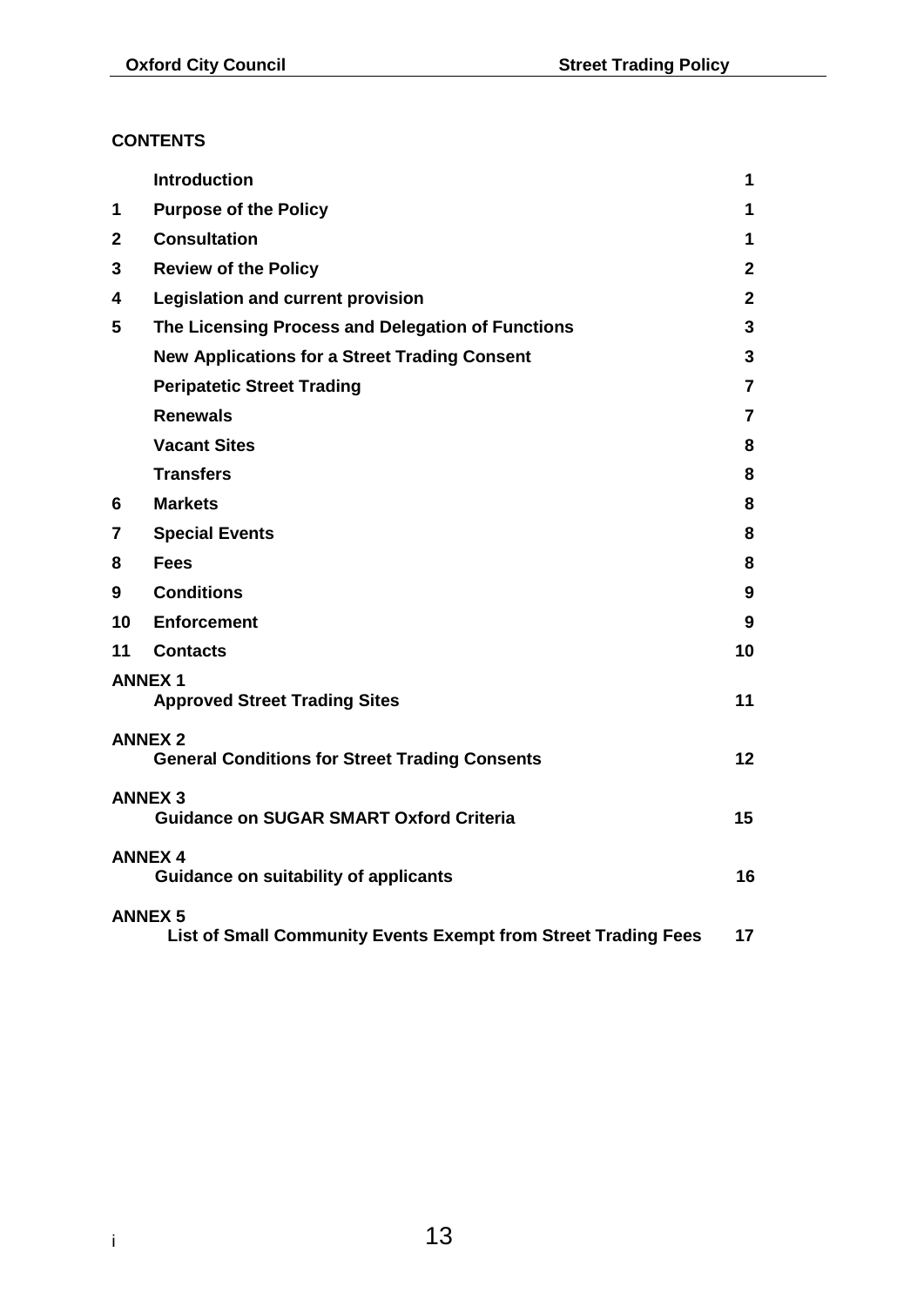## CONTENTS

| | | |
|---|---|---|
| | **Introduction** | **1** |
| **1** | **Purpose of the Policy** | **1** |
| **2** | **Consultation** | **1** |
| **3** | **Review of the Policy** | **2** |
| **4** | **Legislation and current provision** | **2** |
| **5** | **The Licensing Process and Delegation of Functions** | **3** |
| | **New Applications for a Street Trading Consent** | **3** |
| | **Peripatetic Street Trading** | **7** |
| | **Renewals** | **7** |
| | **Vacant Sites** | **8** |
| | **Transfers** | **8** |
| **6** | **Markets** | **8** |
| **7** | **Special Events** | **8** |
| **8** | **Fees** | **8** |
| **9** | **Conditions** | **9** |
| **10** | **Enforcement** | **9** |
| **11** | **Contacts** | **10** |
| **ANNEX 1** | **Approved Street Trading Sites** | **11** |
| **ANNEX 2** | **General Conditions for Street Trading Consents** | **12** |
| **ANNEX 3** | **Guidance on SUGAR SMART Oxford Criteria** | **15** |
| **ANNEX 4** | **Guidance on suitability of applicants** | **16** |
| **ANNEX 5** | **List of Small Community Events Exempt from Street Trading Fees** | **17** |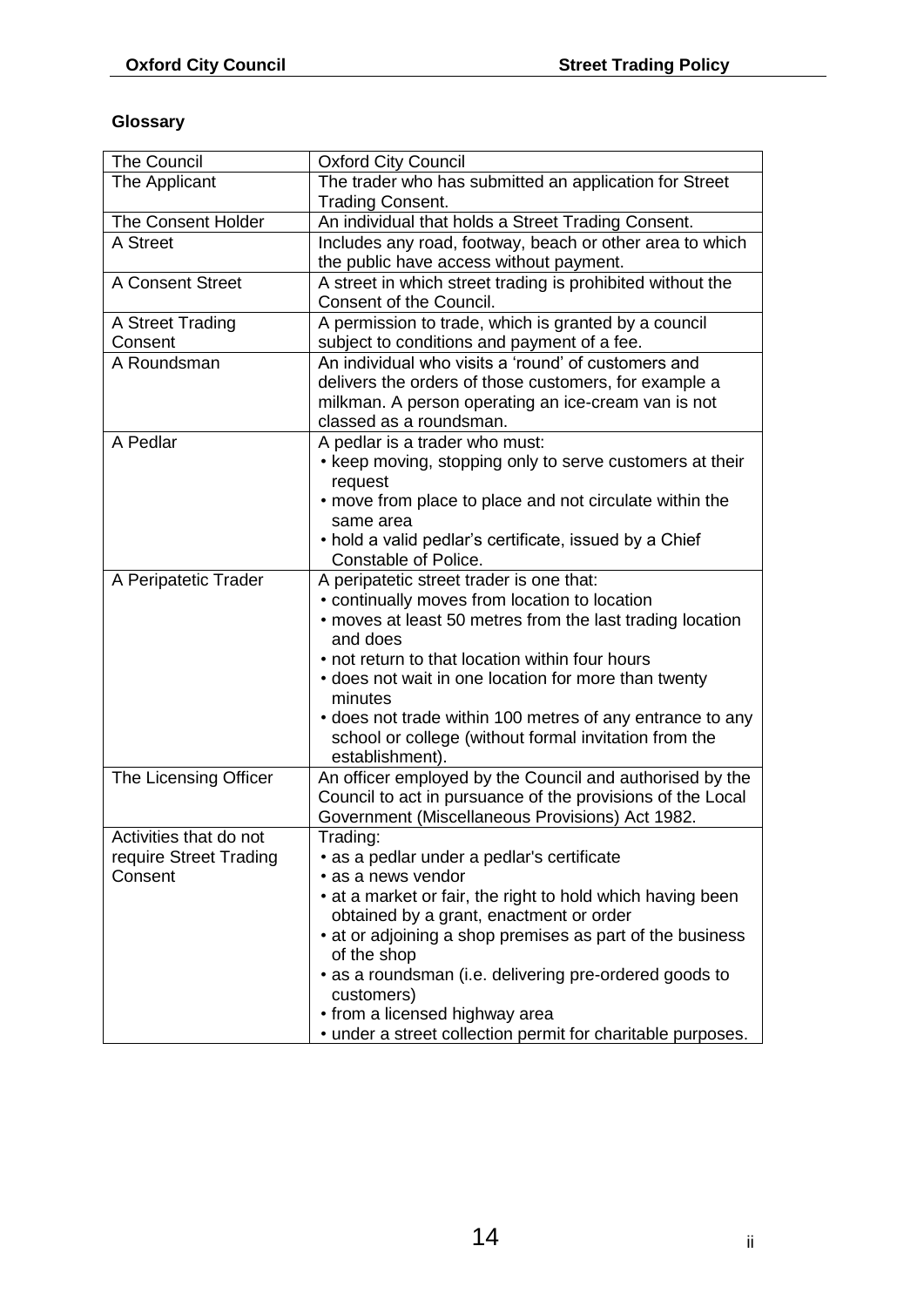**Glossary**

| | |
|---|---|
| The Council | Oxford City Council |
| The Applicant | The trader who has submitted an application for Street Trading Consent. |
| The Consent Holder | An individual that holds a Street Trading Consent. |
| A Street | Includes any road, footway, beach or other area to which the public have access without payment. |
| A Consent Street | A street in which street trading is prohibited without the Consent of the Council. |
| A Street Trading Consent | A permission to trade, which is granted by a council subject to conditions and payment of a fee. |
| A Roundsman | An individual who visits a 'round' of customers and delivers the orders of those customers, for example a milkman. A person operating an ice-cream van is not classed as a roundsman. |
| A Pedlar | A pedlar is a trader who must:<br>• keep moving, stopping only to serve customers at their request<br>• move from place to place and not circulate within the same area<br>• hold a valid pedlar's certificate, issued by a Chief Constable of Police. |
| A Peripatetic Trader | A peripatetic street trader is one that:<br>• continually moves from location to location<br>• moves at least 50 metres from the last trading location and does<br>• not return to that location within four hours<br>• does not wait in one location for more than twenty minutes<br>• does not trade within 100 metres of any entrance to any school or college (without formal invitation from the establishment). |
| The Licensing Officer | An officer employed by the Council and authorised by the Council to act in pursuance of the provisions of the Local Government (Miscellaneous Provisions) Act 1982. |
| Activities that do not require Street Trading Consent | Trading:<br>• as a pedlar under a pedlar's certificate<br>• as a news vendor<br>• at a market or fair, the right to hold which having been obtained by a grant, enactment or order<br>• at or adjoining a shop premises as part of the business of the shop<br>• as a roundsman (i.e. delivering pre-ordered goods to customers)<br>• from a licensed highway area<br>• under a street collection permit for charitable purposes. |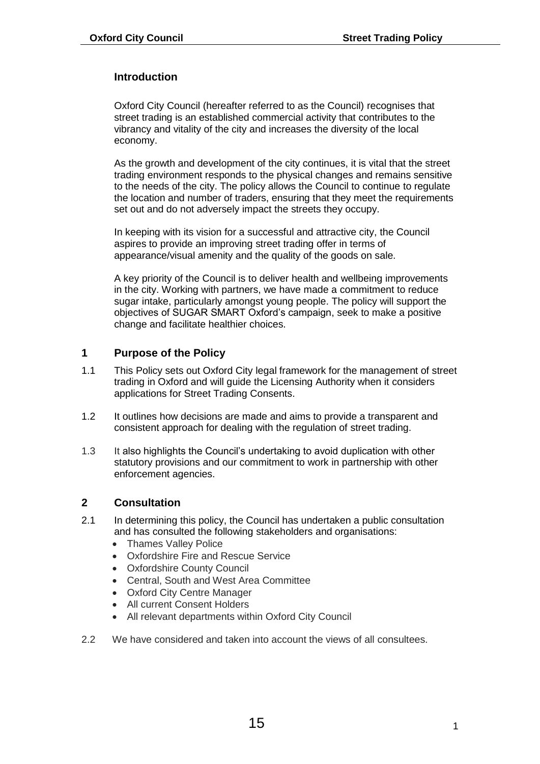## Introduction

Oxford City Council (hereafter referred to as the Council) recognises that street trading is an established commercial activity that contributes to the vibrancy and vitality of the city and increases the diversity of the local economy.

As the growth and development of the city continues, it is vital that the street trading environment responds to the physical changes and remains sensitive to the needs of the city. The policy allows the Council to continue to regulate the location and number of traders, ensuring that they meet the requirements set out and do not adversely impact the streets they occupy.

In keeping with its vision for a successful and attractive city, the Council aspires to provide an improving street trading offer in terms of appearance/visual amenity and the quality of the goods on sale.

A key priority of the Council is to deliver health and wellbeing improvements in the city. Working with partners, we have made a commitment to reduce sugar intake, particularly amongst young people. The policy will support the objectives of SUGAR SMART Oxford's campaign, seek to make a positive change and facilitate healthier choices.

## 1 Purpose of the Policy

1.1 This Policy sets out Oxford City legal framework for the management of street trading in Oxford and will guide the Licensing Authority when it considers applications for Street Trading Consents.

1.2 It outlines how decisions are made and aims to provide a transparent and consistent approach for dealing with the regulation of street trading.

1.3 It also highlights the Council's undertaking to avoid duplication with other statutory provisions and our commitment to work in partnership with other enforcement agencies.

## 2 Consultation

2.1 In determining this policy, the Council has undertaken a public consultation and has consulted the following stakeholders and organisations:

- Thames Valley Police
- Oxfordshire Fire and Rescue Service
- Oxfordshire County Council
- Central, South and West Area Committee
- Oxford City Centre Manager
- All current Consent Holders
- All relevant departments within Oxford City Council

2.2 We have considered and taken into account the views of all consultees.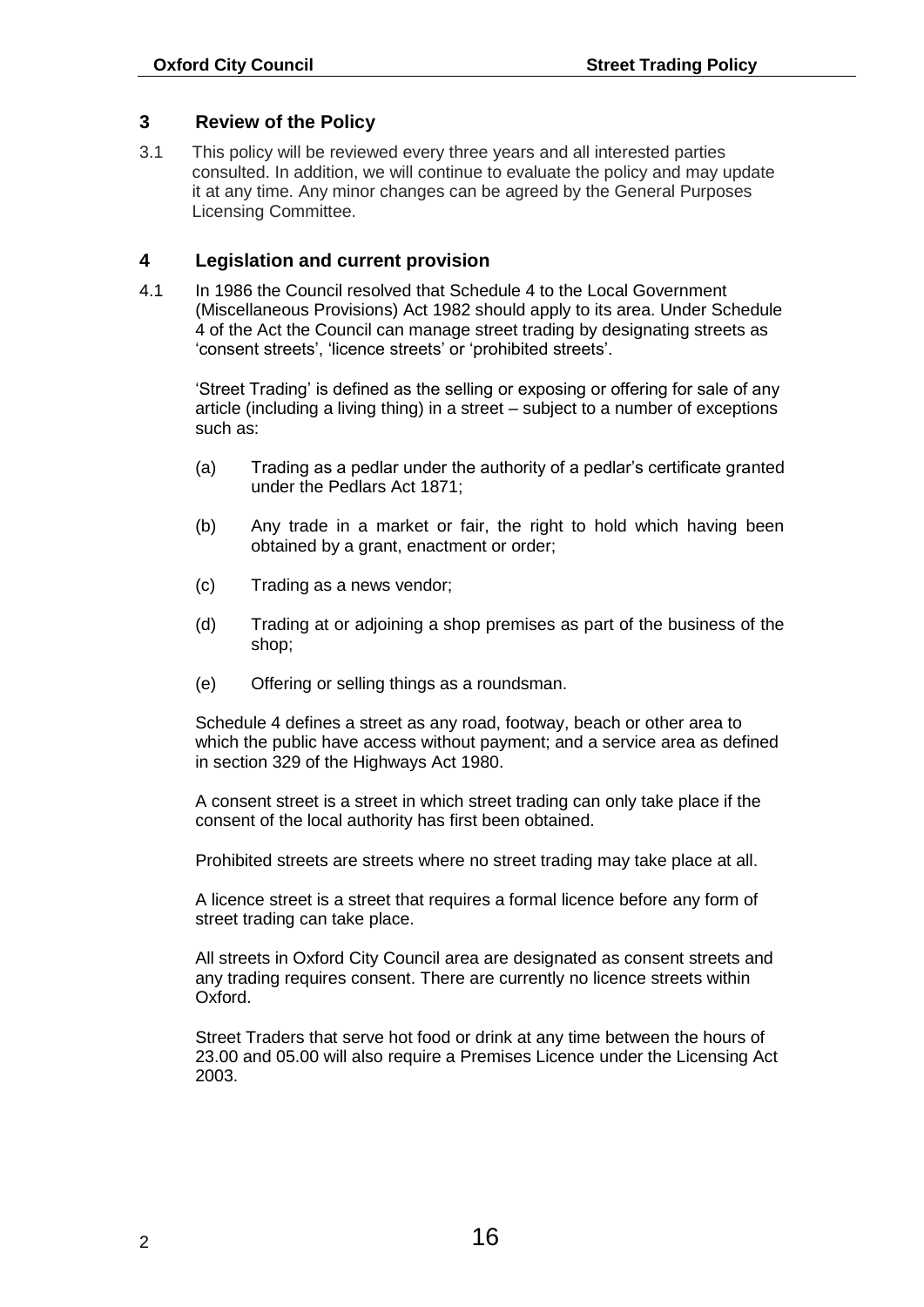## 3 Review of the Policy

3.1 This policy will be reviewed every three years and all interested parties consulted. In addition, we will continue to evaluate the policy and may update it at any time. Any minor changes can be agreed by the General Purposes Licensing Committee.

## 4 Legislation and current provision

4.1 In 1986 the Council resolved that Schedule 4 to the Local Government (Miscellaneous Provisions) Act 1982 should apply to its area. Under Schedule 4 of the Act the Council can manage street trading by designating streets as 'consent streets', 'licence streets' or 'prohibited streets'.

'Street Trading' is defined as the selling or exposing or offering for sale of any article (including a living thing) in a street – subject to a number of exceptions such as:

(a) Trading as a pedlar under the authority of a pedlar's certificate granted under the Pedlars Act 1871;

(b) Any trade in a market or fair, the right to hold which having been obtained by a grant, enactment or order;

(c) Trading as a news vendor;

(d) Trading at or adjoining a shop premises as part of the business of the shop;

(e) Offering or selling things as a roundsman.

Schedule 4 defines a street as any road, footway, beach or other area to which the public have access without payment; and a service area as defined in section 329 of the Highways Act 1980.

A consent street is a street in which street trading can only take place if the consent of the local authority has first been obtained.

Prohibited streets are streets where no street trading may take place at all.

A licence street is a street that requires a formal licence before any form of street trading can take place.

All streets in Oxford City Council area are designated as consent streets and any trading requires consent. There are currently no licence streets within Oxford.

Street Traders that serve hot food or drink at any time between the hours of 23.00 and 05.00 will also require a Premises Licence under the Licensing Act 2003.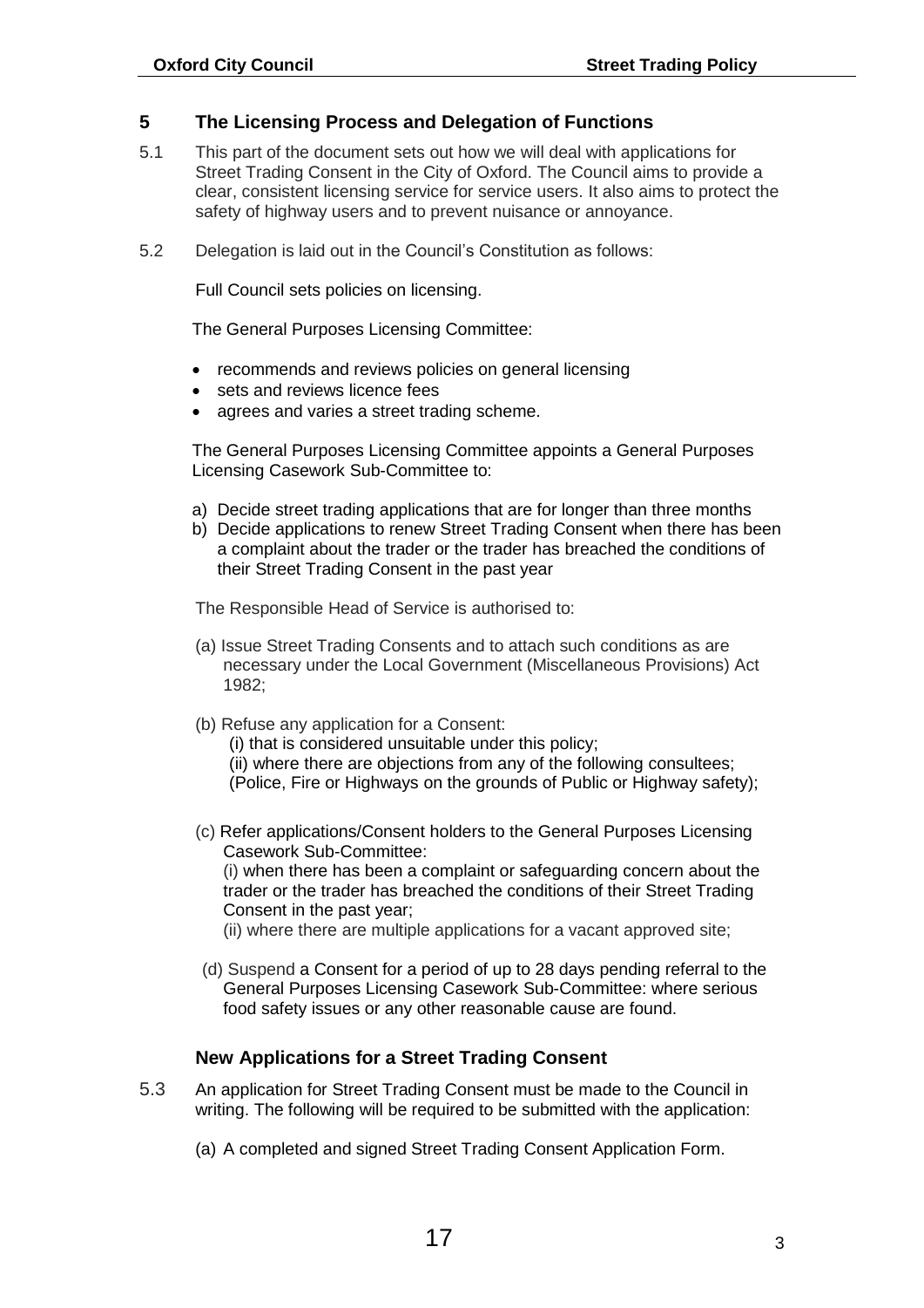## 5 The Licensing Process and Delegation of Functions

5.1 This part of the document sets out how we will deal with applications for Street Trading Consent in the City of Oxford. The Council aims to provide a clear, consistent licensing service for service users. It also aims to protect the safety of highway users and to prevent nuisance or annoyance.

5.2 Delegation is laid out in the Council's Constitution as follows:

Full Council sets policies on licensing.

The General Purposes Licensing Committee:

- recommends and reviews policies on general licensing
- sets and reviews licence fees
- agrees and varies a street trading scheme.

The General Purposes Licensing Committee appoints a General Purposes Licensing Casework Sub-Committee to:

a) Decide street trading applications that are for longer than three months
b) Decide applications to renew Street Trading Consent when there has been a complaint about the trader or the trader has breached the conditions of their Street Trading Consent in the past year

The Responsible Head of Service is authorised to:

(a) Issue Street Trading Consents and to attach such conditions as are necessary under the Local Government (Miscellaneous Provisions) Act 1982;

(b) Refuse any application for a Consent:
  (i) that is considered unsuitable under this policy;
  (ii) where there are objections from any of the following consultees; (Police, Fire or Highways on the grounds of Public or Highway safety);

(c) Refer applications/Consent holders to the General Purposes Licensing Casework Sub-Committee:
  (i) when there has been a complaint or safeguarding concern about the trader or the trader has breached the conditions of their Street Trading Consent in the past year;
  (ii) where there are multiple applications for a vacant approved site;

(d) Suspend a Consent for a period of up to 28 days pending referral to the General Purposes Licensing Casework Sub-Committee: where serious food safety issues or any other reasonable cause are found.

### New Applications for a Street Trading Consent

5.3 An application for Street Trading Consent must be made to the Council in writing. The following will be required to be submitted with the application:

(a) A completed and signed Street Trading Consent Application Form.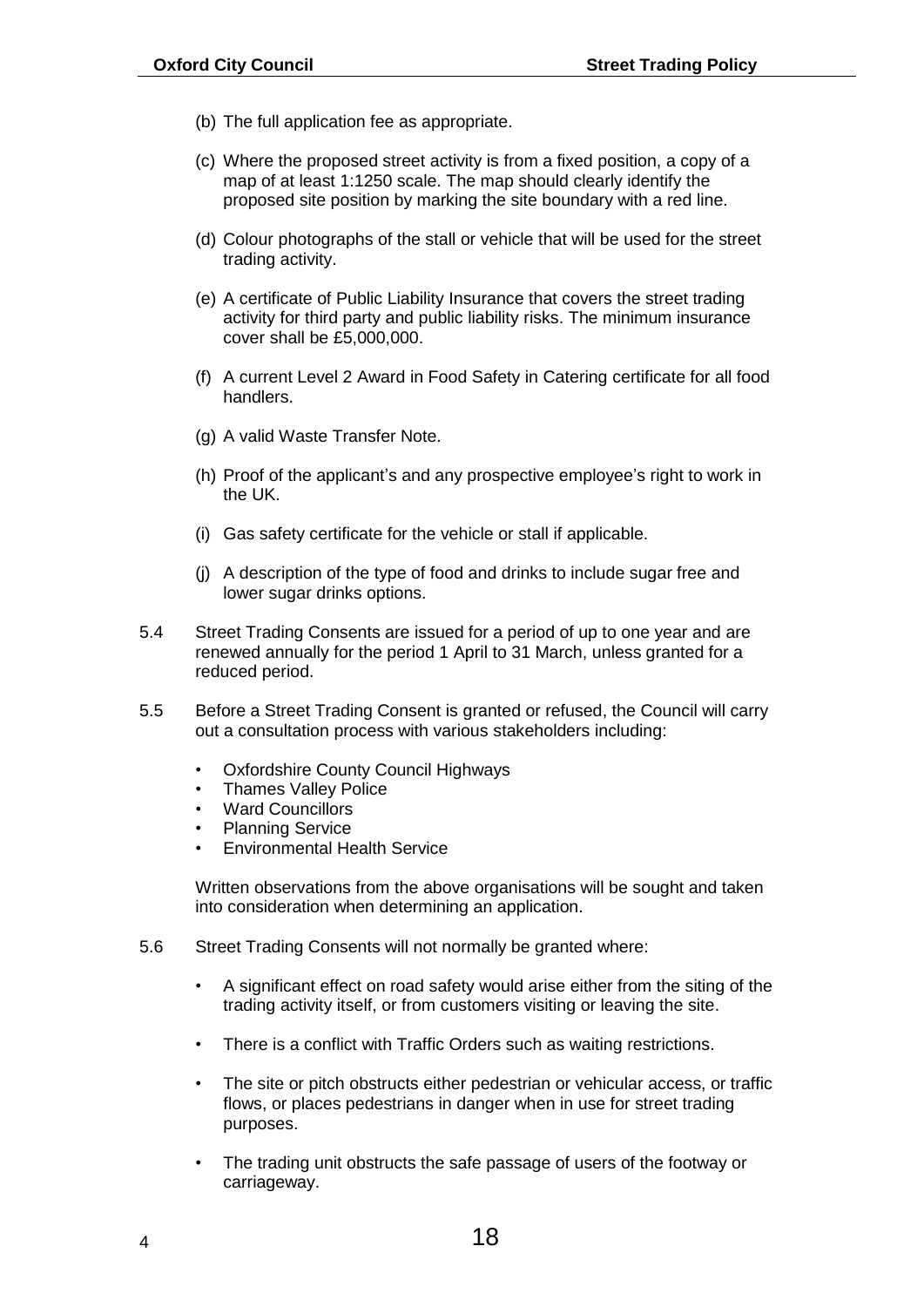(b) The full application fee as appropriate.

(c) Where the proposed street activity is from a fixed position, a copy of a map of at least 1:1250 scale. The map should clearly identify the proposed site position by marking the site boundary with a red line.

(d) Colour photographs of the stall or vehicle that will be used for the street trading activity.

(e) A certificate of Public Liability Insurance that covers the street trading activity for third party and public liability risks. The minimum insurance cover shall be £5,000,000.

(f) A current Level 2 Award in Food Safety in Catering certificate for all food handlers.

(g) A valid Waste Transfer Note.

(h) Proof of the applicant's and any prospective employee's right to work in the UK.

(i) Gas safety certificate for the vehicle or stall if applicable.

(j) A description of the type of food and drinks to include sugar free and lower sugar drinks options.

5.4 Street Trading Consents are issued for a period of up to one year and are renewed annually for the period 1 April to 31 March, unless granted for a reduced period.

5.5 Before a Street Trading Consent is granted or refused, the Council will carry out a consultation process with various stakeholders including:

- Oxfordshire County Council Highways
- Thames Valley Police
- Ward Councillors
- Planning Service
- Environmental Health Service

Written observations from the above organisations will be sought and taken into consideration when determining an application.

5.6 Street Trading Consents will not normally be granted where:

- A significant effect on road safety would arise either from the siting of the trading activity itself, or from customers visiting or leaving the site.
- There is a conflict with Traffic Orders such as waiting restrictions.
- The site or pitch obstructs either pedestrian or vehicular access, or traffic flows, or places pedestrians in danger when in use for street trading purposes.
- The trading unit obstructs the safe passage of users of the footway or carriageway.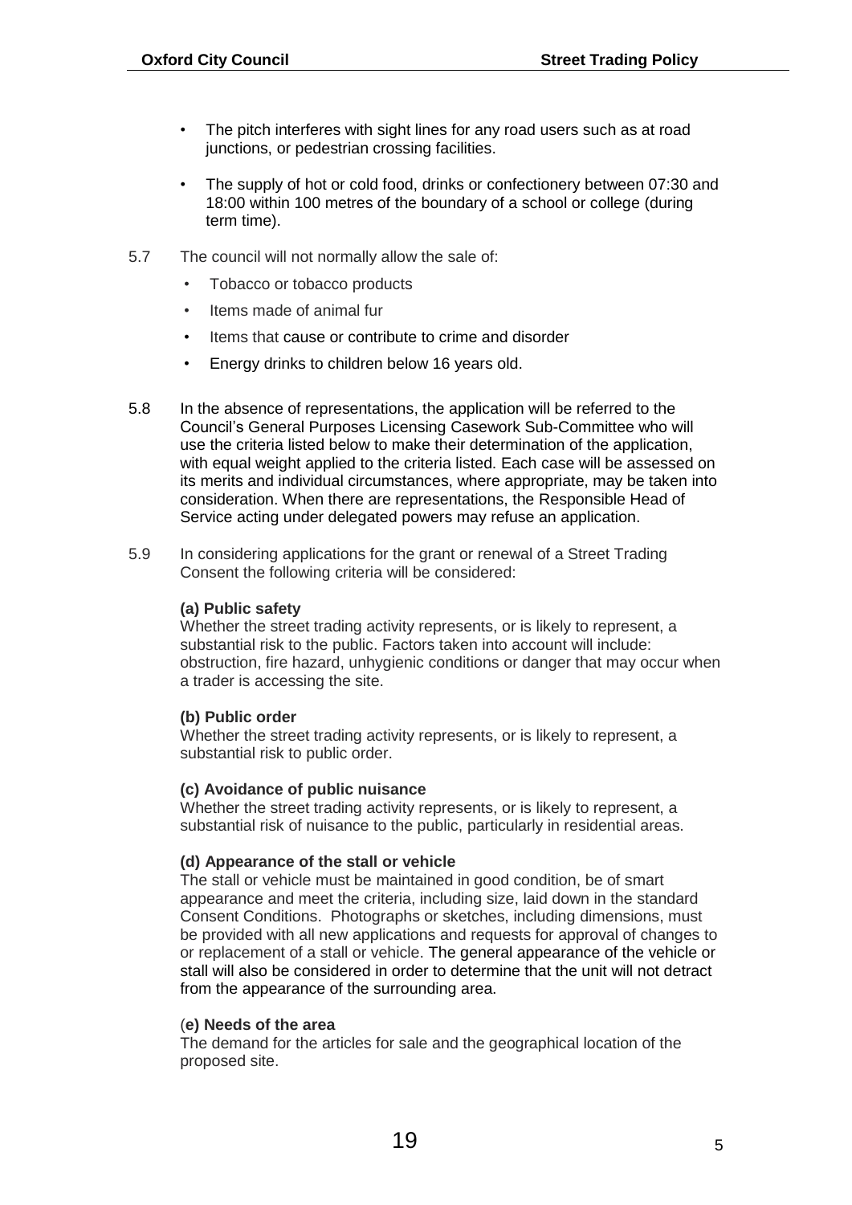- The pitch interferes with sight lines for any road users such as at road junctions, or pedestrian crossing facilities.
- The supply of hot or cold food, drinks or confectionery between 07:30 and 18:00 within 100 metres of the boundary of a school or college (during term time).

5.7 The council will not normally allow the sale of:

- Tobacco or tobacco products
- Items made of animal fur
- Items that cause or contribute to crime and disorder
- Energy drinks to children below 16 years old.

5.8 In the absence of representations, the application will be referred to the Council's General Purposes Licensing Casework Sub-Committee who will use the criteria listed below to make their determination of the application, with equal weight applied to the criteria listed. Each case will be assessed on its merits and individual circumstances, where appropriate, may be taken into consideration. When there are representations, the Responsible Head of Service acting under delegated powers may refuse an application.

5.9 In considering applications for the grant or renewal of a Street Trading Consent the following criteria will be considered:

**(a) Public safety**
Whether the street trading activity represents, or is likely to represent, a substantial risk to the public. Factors taken into account will include: obstruction, fire hazard, unhygienic conditions or danger that may occur when a trader is accessing the site.

**(b) Public order**
Whether the street trading activity represents, or is likely to represent, a substantial risk to public order.

**(c) Avoidance of public nuisance**
Whether the street trading activity represents, or is likely to represent, a substantial risk of nuisance to the public, particularly in residential areas.

**(d) Appearance of the stall or vehicle**
The stall or vehicle must be maintained in good condition, be of smart appearance and meet the criteria, including size, laid down in the standard Consent Conditions. Photographs or sketches, including dimensions, must be provided with all new applications and requests for approval of changes to or replacement of a stall or vehicle. The general appearance of the vehicle or stall will also be considered in order to determine that the unit will not detract from the appearance of the surrounding area.

**(e) Needs of the area**
The demand for the articles for sale and the geographical location of the proposed site.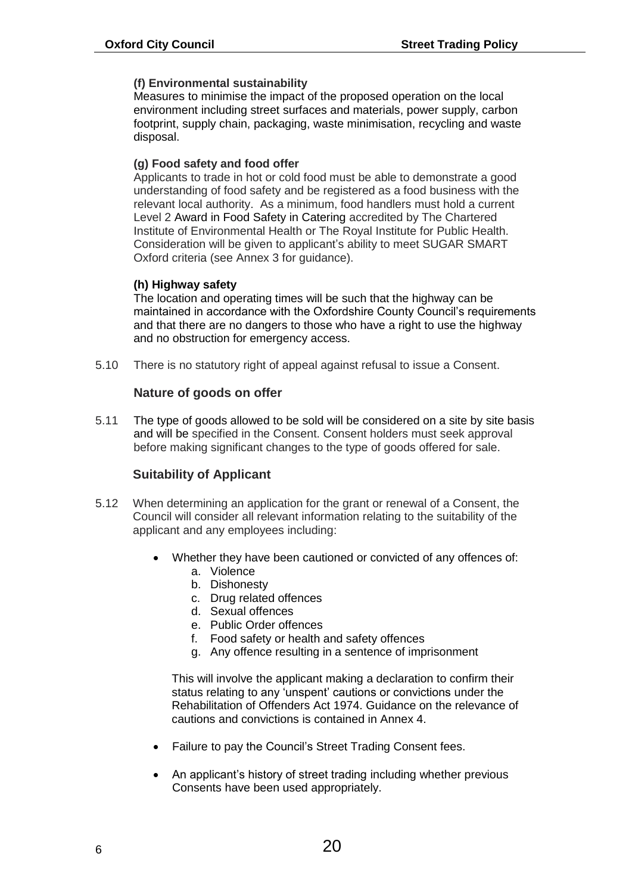**(f) Environmental sustainability**
Measures to minimise the impact of the proposed operation on the local environment including street surfaces and materials, power supply, carbon footprint, supply chain, packaging, waste minimisation, recycling and waste disposal.

**(g) Food safety and food offer**
Applicants to trade in hot or cold food must be able to demonstrate a good understanding of food safety and be registered as a food business with the relevant local authority. As a minimum, food handlers must hold a current Level 2 Award in Food Safety in Catering accredited by The Chartered Institute of Environmental Health or The Royal Institute for Public Health. Consideration will be given to applicant's ability to meet SUGAR SMART Oxford criteria (see Annex 3 for guidance).

**(h) Highway safety**
The location and operating times will be such that the highway can be maintained in accordance with the Oxfordshire County Council's requirements and that there are no dangers to those who have a right to use the highway and no obstruction for emergency access.

5.10 There is no statutory right of appeal against refusal to issue a Consent.

### Nature of goods on offer

5.11 The type of goods allowed to be sold will be considered on a site by site basis and will be specified in the Consent. Consent holders must seek approval before making significant changes to the type of goods offered for sale.

### Suitability of Applicant

5.12 When determining an application for the grant or renewal of a Consent, the Council will consider all relevant information relating to the suitability of the applicant and any employees including:

- Whether they have been cautioned or convicted of any offences of:
    a. Violence
    b. Dishonesty
    c. Drug related offences
    d. Sexual offences
    e. Public Order offences
    f. Food safety or health and safety offences
    g. Any offence resulting in a sentence of imprisonment

  This will involve the applicant making a declaration to confirm their status relating to any 'unspent' cautions or convictions under the Rehabilitation of Offenders Act 1974. Guidance on the relevance of cautions and convictions is contained in Annex 4.

- Failure to pay the Council's Street Trading Consent fees.

- An applicant's history of street trading including whether previous Consents have been used appropriately.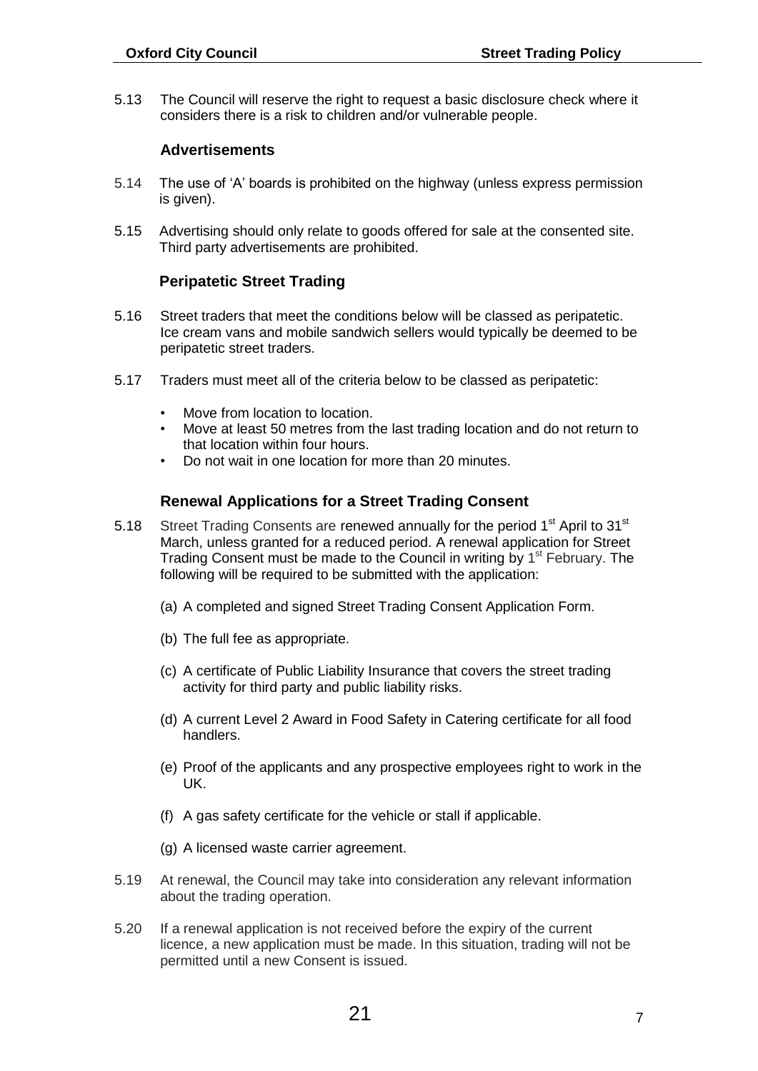5.13 The Council will reserve the right to request a basic disclosure check where it considers there is a risk to children and/or vulnerable people.

### Advertisements

5.14 The use of 'A' boards is prohibited on the highway (unless express permission is given).

5.15 Advertising should only relate to goods offered for sale at the consented site. Third party advertisements are prohibited.

### Peripatetic Street Trading

5.16 Street traders that meet the conditions below will be classed as peripatetic. Ice cream vans and mobile sandwich sellers would typically be deemed to be peripatetic street traders.

5.17 Traders must meet all of the criteria below to be classed as peripatetic:

- Move from location to location.
- Move at least 50 metres from the last trading location and do not return to that location within four hours.
- Do not wait in one location for more than 20 minutes.

### Renewal Applications for a Street Trading Consent

5.18 Street Trading Consents are renewed annually for the period 1st April to 31st March, unless granted for a reduced period. A renewal application for Street Trading Consent must be made to the Council in writing by 1st February. The following will be required to be submitted with the application:

(a) A completed and signed Street Trading Consent Application Form.

(b) The full fee as appropriate.

(c) A certificate of Public Liability Insurance that covers the street trading activity for third party and public liability risks.

(d) A current Level 2 Award in Food Safety in Catering certificate for all food handlers.

(e) Proof of the applicants and any prospective employees right to work in the UK.

(f) A gas safety certificate for the vehicle or stall if applicable.

(g) A licensed waste carrier agreement.

5.19 At renewal, the Council may take into consideration any relevant information about the trading operation.

5.20 If a renewal application is not received before the expiry of the current licence, a new application must be made. In this situation, trading will not be permitted until a new Consent is issued.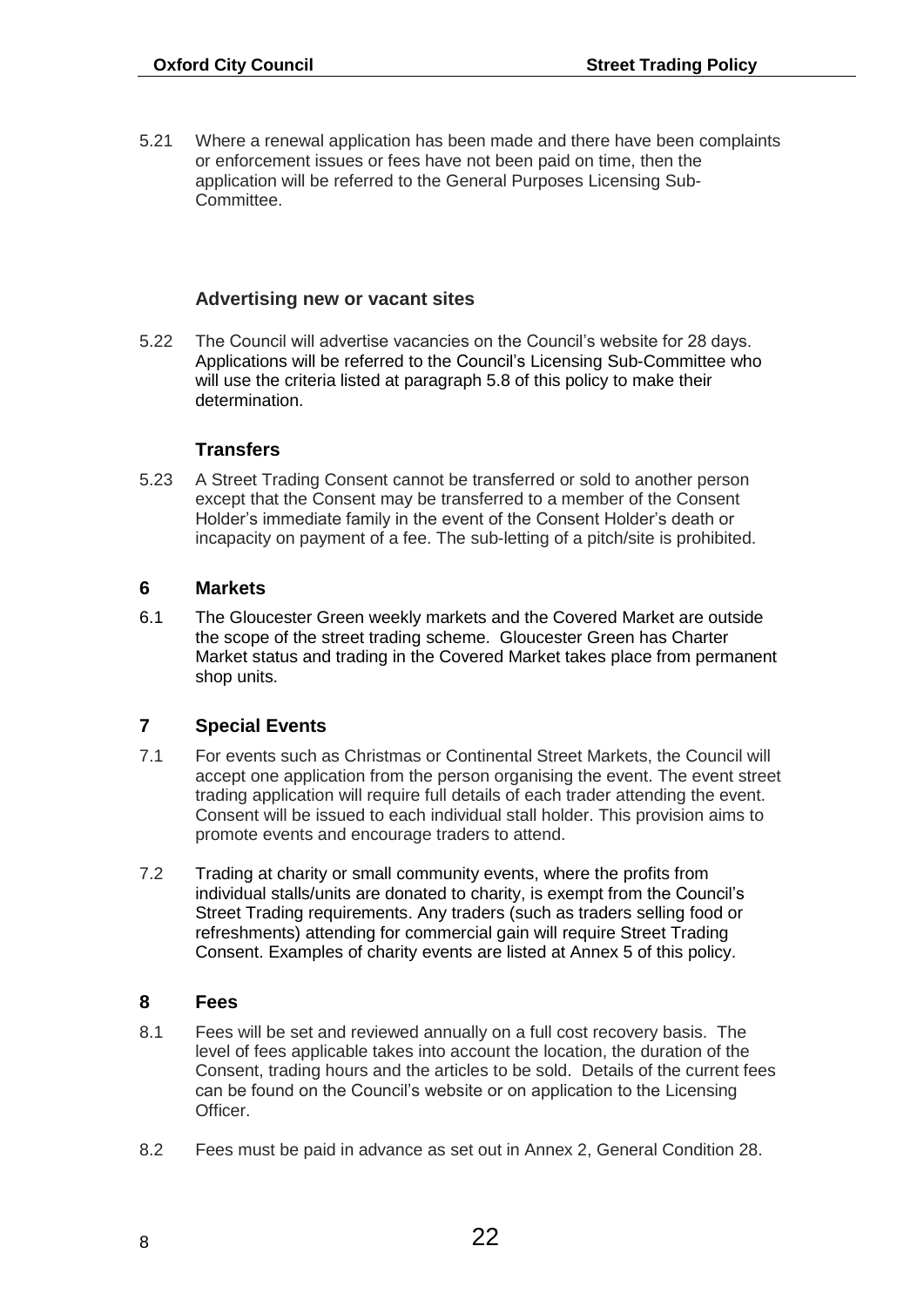5.21 Where a renewal application has been made and there have been complaints or enforcement issues or fees have not been paid on time, then the application will be referred to the General Purposes Licensing Sub-Committee.

### Advertising new or vacant sites

5.22 The Council will advertise vacancies on the Council's website for 28 days. Applications will be referred to the Council's Licensing Sub-Committee who will use the criteria listed at paragraph 5.8 of this policy to make their determination.

### Transfers

5.23 A Street Trading Consent cannot be transferred or sold to another person except that the Consent may be transferred to a member of the Consent Holder's immediate family in the event of the Consent Holder's death or incapacity on payment of a fee. The sub-letting of a pitch/site is prohibited.

## 6 Markets

6.1 The Gloucester Green weekly markets and the Covered Market are outside the scope of the street trading scheme. Gloucester Green has Charter Market status and trading in the Covered Market takes place from permanent shop units.

## 7 Special Events

7.1 For events such as Christmas or Continental Street Markets, the Council will accept one application from the person organising the event. The event street trading application will require full details of each trader attending the event. Consent will be issued to each individual stall holder. This provision aims to promote events and encourage traders to attend.

7.2 Trading at charity or small community events, where the profits from individual stalls/units are donated to charity, is exempt from the Council's Street Trading requirements. Any traders (such as traders selling food or refreshments) attending for commercial gain will require Street Trading Consent. Examples of charity events are listed at Annex 5 of this policy.

## 8 Fees

8.1 Fees will be set and reviewed annually on a full cost recovery basis. The level of fees applicable takes into account the location, the duration of the Consent, trading hours and the articles to be sold. Details of the current fees can be found on the Council's website or on application to the Licensing Officer.

8.2 Fees must be paid in advance as set out in Annex 2, General Condition 28.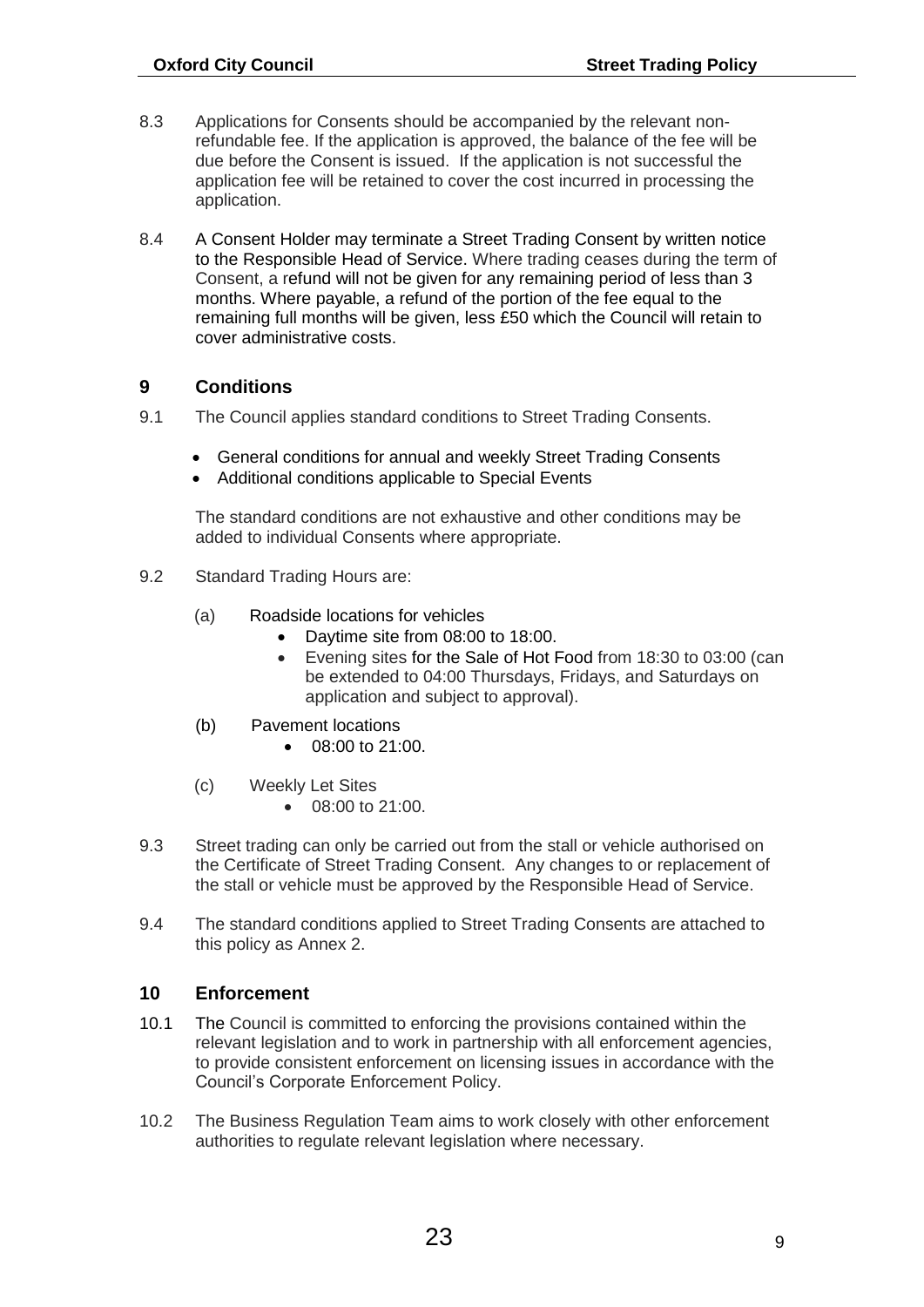8.3 Applications for Consents should be accompanied by the relevant non-refundable fee. If the application is approved, the balance of the fee will be due before the Consent is issued. If the application is not successful the application fee will be retained to cover the cost incurred in processing the application.

8.4 A Consent Holder may terminate a Street Trading Consent by written notice to the Responsible Head of Service. Where trading ceases during the term of Consent, a refund will not be given for any remaining period of less than 3 months. Where payable, a refund of the portion of the fee equal to the remaining full months will be given, less £50 which the Council will retain to cover administrative costs.

## 9 Conditions

9.1 The Council applies standard conditions to Street Trading Consents.

- General conditions for annual and weekly Street Trading Consents
- Additional conditions applicable to Special Events

The standard conditions are not exhaustive and other conditions may be added to individual Consents where appropriate.

9.2 Standard Trading Hours are:

(a) Roadside locations for vehicles

- Daytime site from 08:00 to 18:00.
- Evening sites for the Sale of Hot Food from 18:30 to 03:00 (can be extended to 04:00 Thursdays, Fridays, and Saturdays on application and subject to approval).

(b) Pavement locations

- 08:00 to 21:00.

(c) Weekly Let Sites

- 08:00 to 21:00.

9.3 Street trading can only be carried out from the stall or vehicle authorised on the Certificate of Street Trading Consent. Any changes to or replacement of the stall or vehicle must be approved by the Responsible Head of Service.

9.4 The standard conditions applied to Street Trading Consents are attached to this policy as Annex 2.

## 10 Enforcement

10.1 The Council is committed to enforcing the provisions contained within the relevant legislation and to work in partnership with all enforcement agencies, to provide consistent enforcement on licensing issues in accordance with the Council's Corporate Enforcement Policy.

10.2 The Business Regulation Team aims to work closely with other enforcement authorities to regulate relevant legislation where necessary.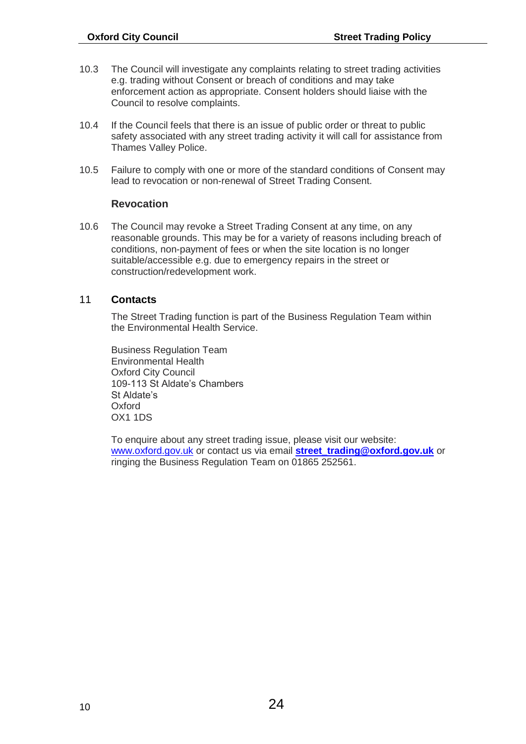10.3 The Council will investigate any complaints relating to street trading activities e.g. trading without Consent or breach of conditions and may take enforcement action as appropriate. Consent holders should liaise with the Council to resolve complaints.

10.4 If the Council feels that there is an issue of public order or threat to public safety associated with any street trading activity it will call for assistance from Thames Valley Police.

10.5 Failure to comply with one or more of the standard conditions of Consent may lead to revocation or non-renewal of Street Trading Consent.

### Revocation

10.6 The Council may revoke a Street Trading Consent at any time, on any reasonable grounds. This may be for a variety of reasons including breach of conditions, non-payment of fees or when the site location is no longer suitable/accessible e.g. due to emergency repairs in the street or construction/redevelopment work.

## 11 Contacts

The Street Trading function is part of the Business Regulation Team within the Environmental Health Service.

Business Regulation Team
Environmental Health
Oxford City Council
109-113 St Aldate's Chambers
St Aldate's
Oxford
OX1 1DS

To enquire about any street trading issue, please visit our website: www.oxford.gov.uk or contact us via email **street_trading@oxford.gov.uk** or ringing the Business Regulation Team on 01865 252561.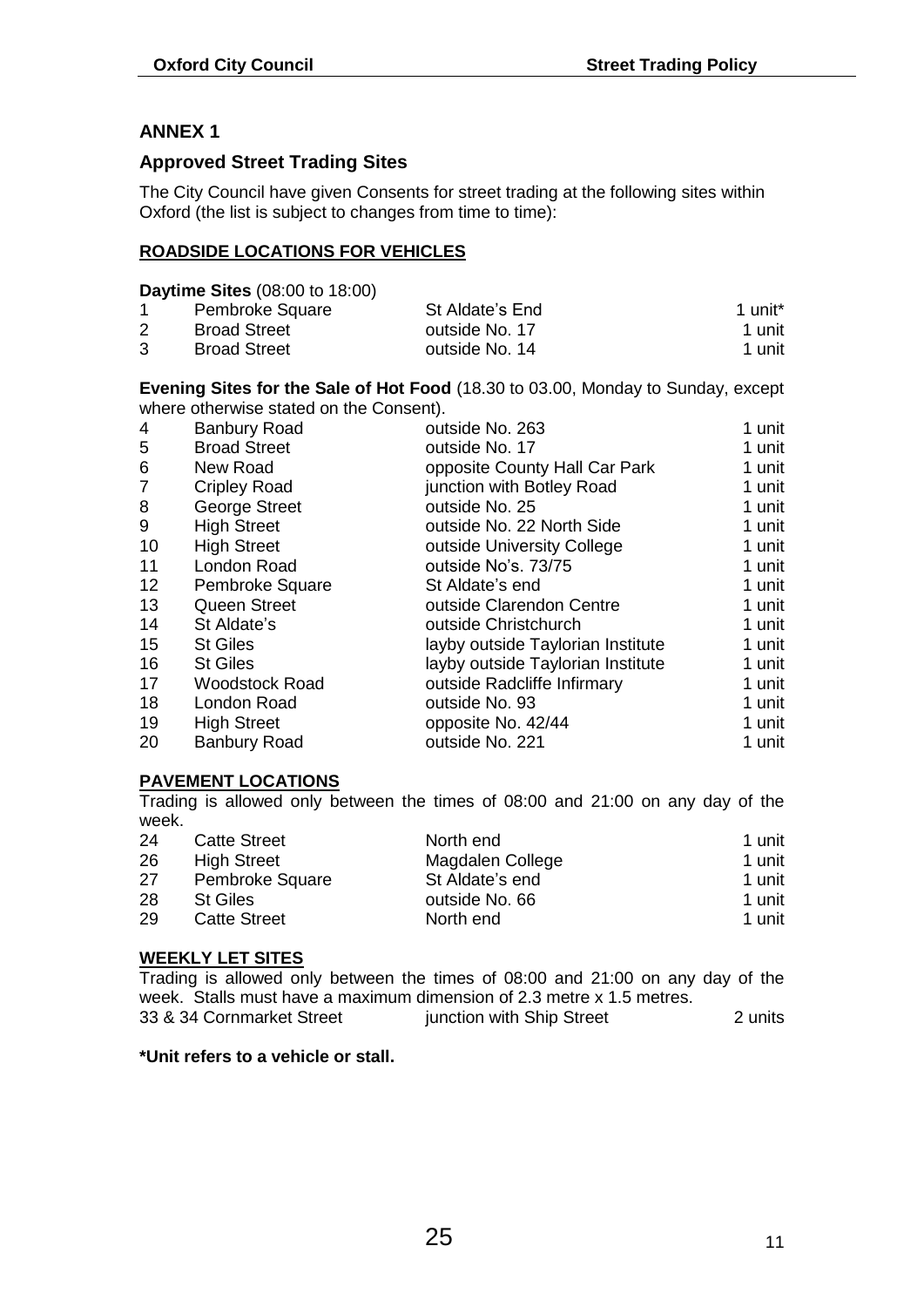## ANNEX 1

### Approved Street Trading Sites

The City Council have given Consents for street trading at the following sites within Oxford (the list is subject to changes from time to time):

**ROADSIDE LOCATIONS FOR VEHICLES**

**Daytime Sites** (08:00 to 18:00)

| | | | |
|---|---|---|---|
| 1 | Pembroke Square | St Aldate's End | 1 unit* |
| 2 | Broad Street | outside No. 17 | 1 unit |
| 3 | Broad Street | outside No. 14 | 1 unit |

**Evening Sites for the Sale of Hot Food** (18.30 to 03.00, Monday to Sunday, except where otherwise stated on the Consent).

| | | | |
|---|---|---|---|
| 4 | Banbury Road | outside No. 263 | 1 unit |
| 5 | Broad Street | outside No. 17 | 1 unit |
| 6 | New Road | opposite County Hall Car Park | 1 unit |
| 7 | Cripley Road | junction with Botley Road | 1 unit |
| 8 | George Street | outside No. 25 | 1 unit |
| 9 | High Street | outside No. 22 North Side | 1 unit |
| 10 | High Street | outside University College | 1 unit |
| 11 | London Road | outside No's. 73/75 | 1 unit |
| 12 | Pembroke Square | St Aldate's end | 1 unit |
| 13 | Queen Street | outside Clarendon Centre | 1 unit |
| 14 | St Aldate's | outside Christchurch | 1 unit |
| 15 | St Giles | layby outside Taylorian Institute | 1 unit |
| 16 | St Giles | layby outside Taylorian Institute | 1 unit |
| 17 | Woodstock Road | outside Radcliffe Infirmary | 1 unit |
| 18 | London Road | outside No. 93 | 1 unit |
| 19 | High Street | opposite No. 42/44 | 1 unit |
| 20 | Banbury Road | outside No. 221 | 1 unit |

**PAVEMENT LOCATIONS**

Trading is allowed only between the times of 08:00 and 21:00 on any day of the week.

| | | | |
|---|---|---|---|
| 24 | Catte Street | North end | 1 unit |
| 26 | High Street | Magdalen College | 1 unit |
| 27 | Pembroke Square | St Aldate's end | 1 unit |
| 28 | St Giles | outside No. 66 | 1 unit |
| 29 | Catte Street | North end | 1 unit |

**WEEKLY LET SITES**

Trading is allowed only between the times of 08:00 and 21:00 on any day of the week. Stalls must have a maximum dimension of 2.3 metre x 1.5 metres.

| | | |
|---|---|---|
| 33 & 34 Cornmarket Street | junction with Ship Street | 2 units |

**\*Unit refers to a vehicle or stall.**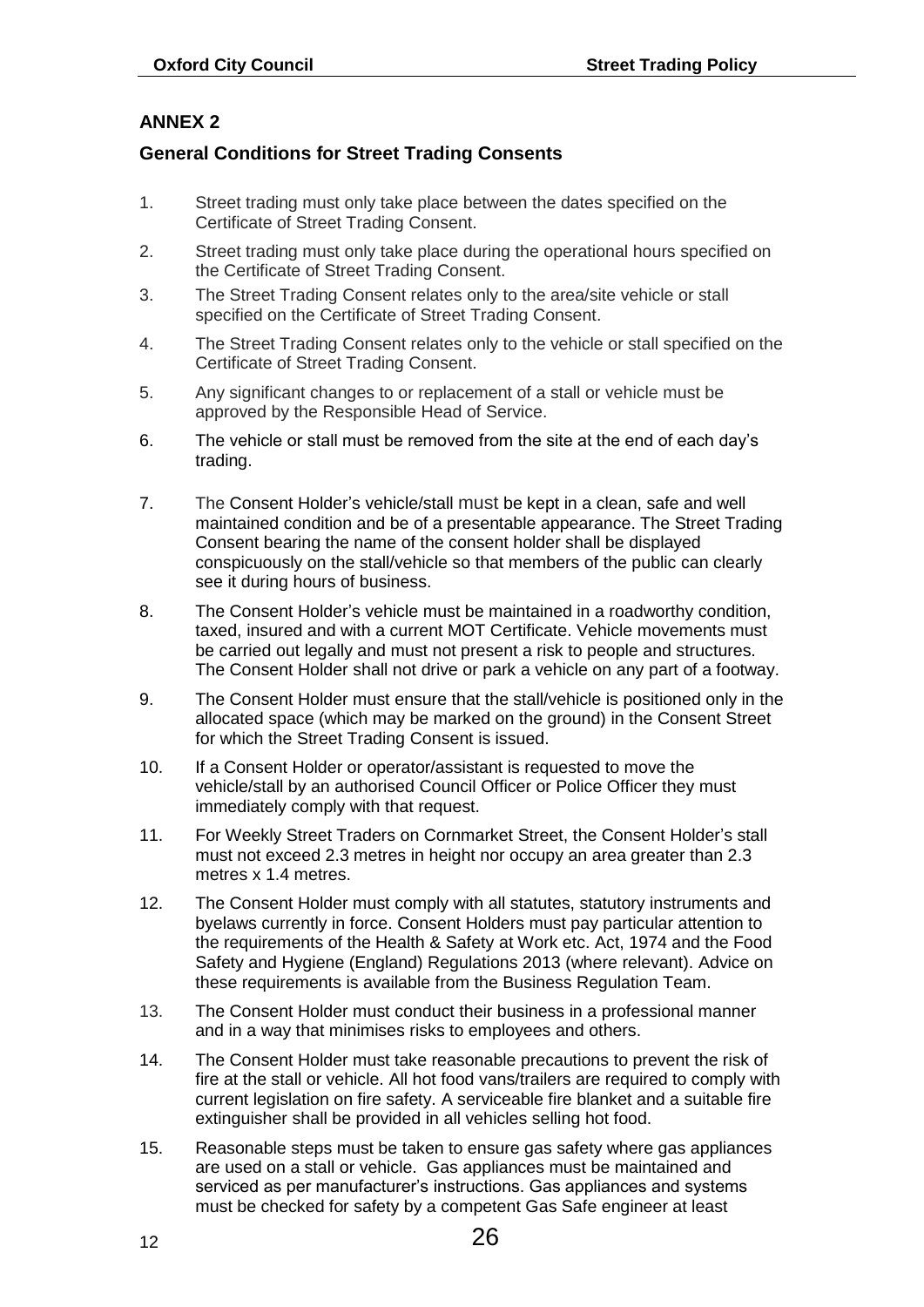## ANNEX 2

### General Conditions for Street Trading Consents

1. Street trading must only take place between the dates specified on the Certificate of Street Trading Consent.
2. Street trading must only take place during the operational hours specified on the Certificate of Street Trading Consent.
3. The Street Trading Consent relates only to the area/site vehicle or stall specified on the Certificate of Street Trading Consent.
4. The Street Trading Consent relates only to the vehicle or stall specified on the Certificate of Street Trading Consent.
5. Any significant changes to or replacement of a stall or vehicle must be approved by the Responsible Head of Service.
6. The vehicle or stall must be removed from the site at the end of each day's trading.
7. The Consent Holder's vehicle/stall must be kept in a clean, safe and well maintained condition and be of a presentable appearance. The Street Trading Consent bearing the name of the consent holder shall be displayed conspicuously on the stall/vehicle so that members of the public can clearly see it during hours of business.
8. The Consent Holder's vehicle must be maintained in a roadworthy condition, taxed, insured and with a current MOT Certificate. Vehicle movements must be carried out legally and must not present a risk to people and structures. The Consent Holder shall not drive or park a vehicle on any part of a footway.
9. The Consent Holder must ensure that the stall/vehicle is positioned only in the allocated space (which may be marked on the ground) in the Consent Street for which the Street Trading Consent is issued.
10. If a Consent Holder or operator/assistant is requested to move the vehicle/stall by an authorised Council Officer or Police Officer they must immediately comply with that request.
11. For Weekly Street Traders on Cornmarket Street, the Consent Holder's stall must not exceed 2.3 metres in height nor occupy an area greater than 2.3 metres x 1.4 metres.
12. The Consent Holder must comply with all statutes, statutory instruments and byelaws currently in force. Consent Holders must pay particular attention to the requirements of the Health & Safety at Work etc. Act, 1974 and the Food Safety and Hygiene (England) Regulations 2013 (where relevant). Advice on these requirements is available from the Business Regulation Team.
13. The Consent Holder must conduct their business in a professional manner and in a way that minimises risks to employees and others.
14. The Consent Holder must take reasonable precautions to prevent the risk of fire at the stall or vehicle. All hot food vans/trailers are required to comply with current legislation on fire safety. A serviceable fire blanket and a suitable fire extinguisher shall be provided in all vehicles selling hot food.
15. Reasonable steps must be taken to ensure gas safety where gas appliances are used on a stall or vehicle. Gas appliances must be maintained and serviced as per manufacturer's instructions. Gas appliances and systems must be checked for safety by a competent Gas Safe engineer at least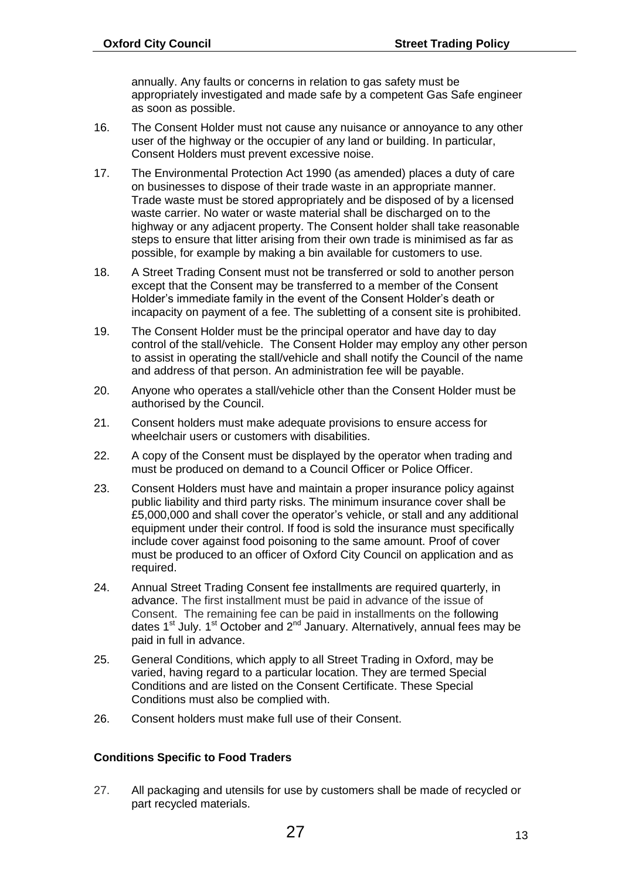annually. Any faults or concerns in relation to gas safety must be appropriately investigated and made safe by a competent Gas Safe engineer as soon as possible.

16. The Consent Holder must not cause any nuisance or annoyance to any other user of the highway or the occupier of any land or building. In particular, Consent Holders must prevent excessive noise.

17. The Environmental Protection Act 1990 (as amended) places a duty of care on businesses to dispose of their trade waste in an appropriate manner. Trade waste must be stored appropriately and be disposed of by a licensed waste carrier. No water or waste material shall be discharged on to the highway or any adjacent property. The Consent holder shall take reasonable steps to ensure that litter arising from their own trade is minimised as far as possible, for example by making a bin available for customers to use.

18. A Street Trading Consent must not be transferred or sold to another person except that the Consent may be transferred to a member of the Consent Holder's immediate family in the event of the Consent Holder's death or incapacity on payment of a fee. The subletting of a consent site is prohibited.

19. The Consent Holder must be the principal operator and have day to day control of the stall/vehicle. The Consent Holder may employ any other person to assist in operating the stall/vehicle and shall notify the Council of the name and address of that person. An administration fee will be payable.

20. Anyone who operates a stall/vehicle other than the Consent Holder must be authorised by the Council.

21. Consent holders must make adequate provisions to ensure access for wheelchair users or customers with disabilities.

22. A copy of the Consent must be displayed by the operator when trading and must be produced on demand to a Council Officer or Police Officer.

23. Consent Holders must have and maintain a proper insurance policy against public liability and third party risks. The minimum insurance cover shall be £5,000,000 and shall cover the operator's vehicle, or stall and any additional equipment under their control. If food is sold the insurance must specifically include cover against food poisoning to the same amount. Proof of cover must be produced to an officer of Oxford City Council on application and as required.

24. Annual Street Trading Consent fee installments are required quarterly, in advance. The first installment must be paid in advance of the issue of Consent. The remaining fee can be paid in installments on the following dates 1st July. 1st October and 2nd January. Alternatively, annual fees may be paid in full in advance.

25. General Conditions, which apply to all Street Trading in Oxford, may be varied, having regard to a particular location. They are termed Special Conditions and are listed on the Consent Certificate. These Special Conditions must also be complied with.

26. Consent holders must make full use of their Consent.

**Conditions Specific to Food Traders**

27. All packaging and utensils for use by customers shall be made of recycled or part recycled materials.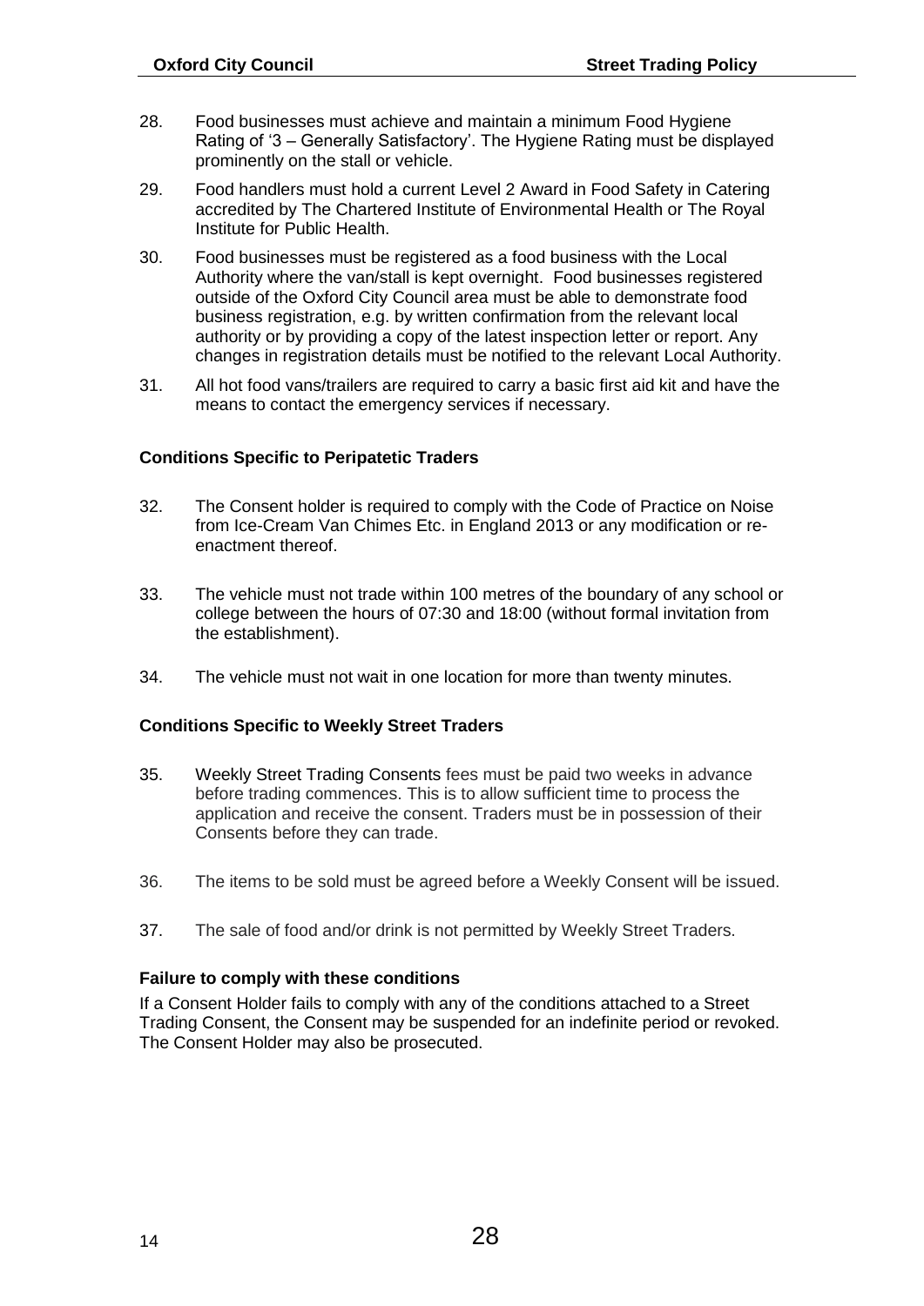28. Food businesses must achieve and maintain a minimum Food Hygiene Rating of '3 – Generally Satisfactory'. The Hygiene Rating must be displayed prominently on the stall or vehicle.

29. Food handlers must hold a current Level 2 Award in Food Safety in Catering accredited by The Chartered Institute of Environmental Health or The Royal Institute for Public Health.

30. Food businesses must be registered as a food business with the Local Authority where the van/stall is kept overnight. Food businesses registered outside of the Oxford City Council area must be able to demonstrate food business registration, e.g. by written confirmation from the relevant local authority or by providing a copy of the latest inspection letter or report. Any changes in registration details must be notified to the relevant Local Authority.

31. All hot food vans/trailers are required to carry a basic first aid kit and have the means to contact the emergency services if necessary.

**Conditions Specific to Peripatetic Traders**

32. The Consent holder is required to comply with the Code of Practice on Noise from Ice-Cream Van Chimes Etc. in England 2013 or any modification or re-enactment thereof.

33. The vehicle must not trade within 100 metres of the boundary of any school or college between the hours of 07:30 and 18:00 (without formal invitation from the establishment).

34. The vehicle must not wait in one location for more than twenty minutes.

**Conditions Specific to Weekly Street Traders**

35. Weekly Street Trading Consents fees must be paid two weeks in advance before trading commences. This is to allow sufficient time to process the application and receive the consent. Traders must be in possession of their Consents before they can trade.

36. The items to be sold must be agreed before a Weekly Consent will be issued.

37. The sale of food and/or drink is not permitted by Weekly Street Traders.

**Failure to comply with these conditions**

If a Consent Holder fails to comply with any of the conditions attached to a Street Trading Consent, the Consent may be suspended for an indefinite period or revoked. The Consent Holder may also be prosecuted.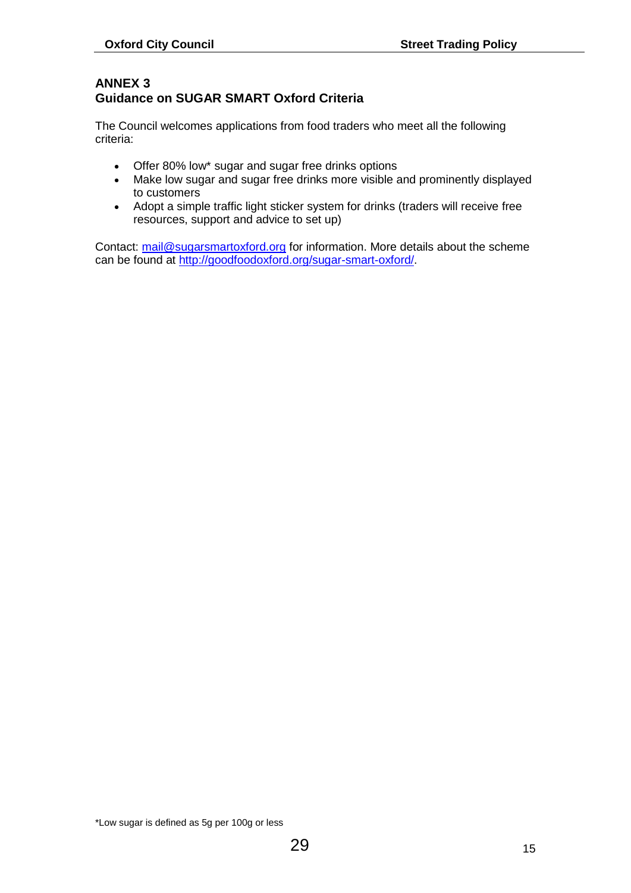## ANNEX 3
## Guidance on SUGAR SMART Oxford Criteria

The Council welcomes applications from food traders who meet all the following criteria:

- Offer 80% low* sugar and sugar free drinks options
- Make low sugar and sugar free drinks more visible and prominently displayed to customers
- Adopt a simple traffic light sticker system for drinks (traders will receive free resources, support and advice to set up)

Contact: mail@sugarsmartoxford.org for information. More details about the scheme can be found at http://goodfoodoxford.org/sugar-smart-oxford/.

*Low sugar is defined as 5g per 100g or less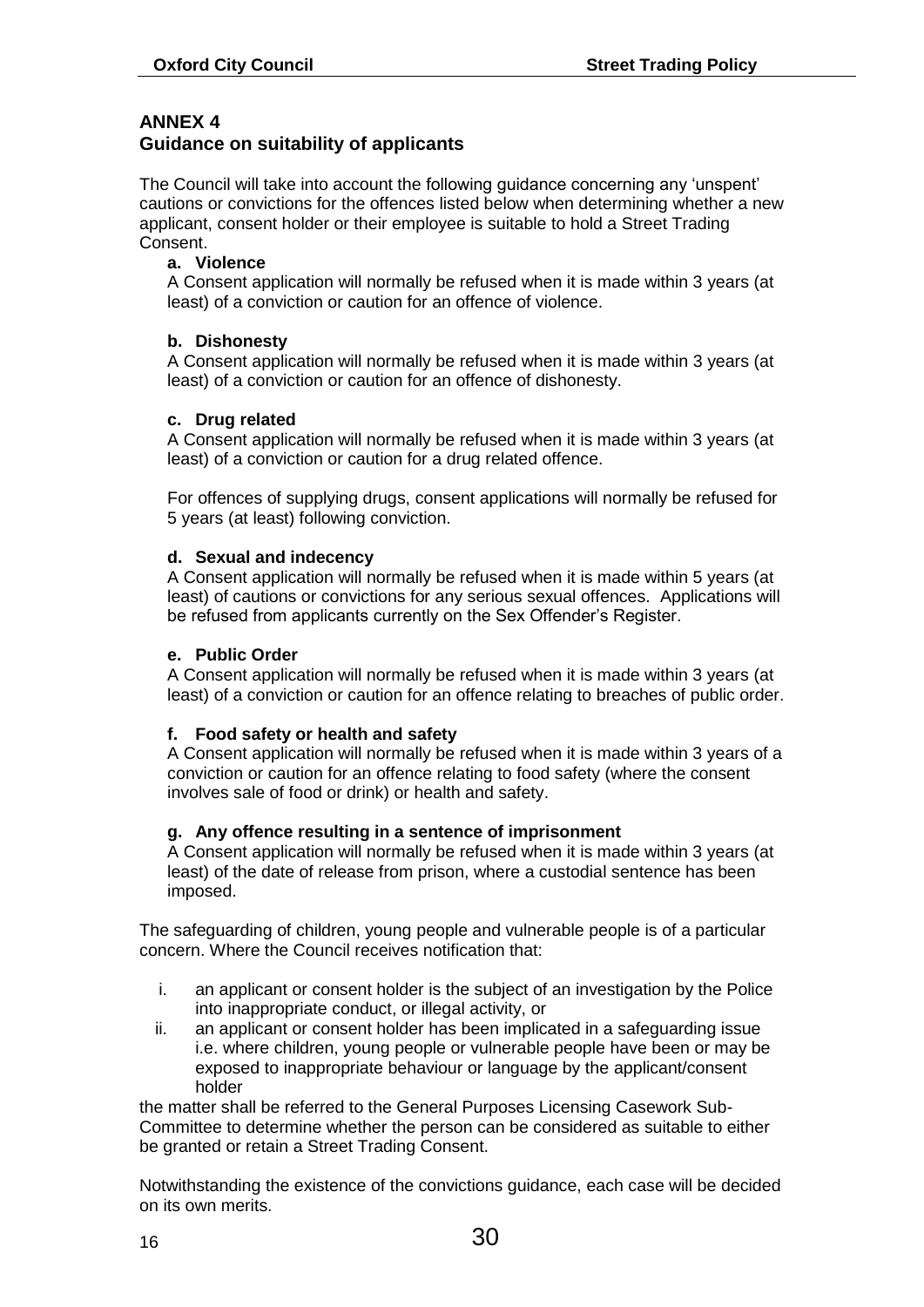## ANNEX 4
## Guidance on suitability of applicants

The Council will take into account the following guidance concerning any 'unspent' cautions or convictions for the offences listed below when determining whether a new applicant, consent holder or their employee is suitable to hold a Street Trading Consent.

**a. Violence**

A Consent application will normally be refused when it is made within 3 years (at least) of a conviction or caution for an offence of violence.

**b. Dishonesty**

A Consent application will normally be refused when it is made within 3 years (at least) of a conviction or caution for an offence of dishonesty.

**c. Drug related**

A Consent application will normally be refused when it is made within 3 years (at least) of a conviction or caution for a drug related offence.

For offences of supplying drugs, consent applications will normally be refused for 5 years (at least) following conviction.

**d. Sexual and indecency**

A Consent application will normally be refused when it is made within 5 years (at least) of cautions or convictions for any serious sexual offences. Applications will be refused from applicants currently on the Sex Offender's Register.

**e. Public Order**

A Consent application will normally be refused when it is made within 3 years (at least) of a conviction or caution for an offence relating to breaches of public order.

**f. Food safety or health and safety**

A Consent application will normally be refused when it is made within 3 years of a conviction or caution for an offence relating to food safety (where the consent involves sale of food or drink) or health and safety.

**g. Any offence resulting in a sentence of imprisonment**

A Consent application will normally be refused when it is made within 3 years (at least) of the date of release from prison, where a custodial sentence has been imposed.

The safeguarding of children, young people and vulnerable people is of a particular concern. Where the Council receives notification that:

i. an applicant or consent holder is the subject of an investigation by the Police into inappropriate conduct, or illegal activity, or
ii. an applicant or consent holder has been implicated in a safeguarding issue i.e. where children, young people or vulnerable people have been or may be exposed to inappropriate behaviour or language by the applicant/consent holder

the matter shall be referred to the General Purposes Licensing Casework Sub-Committee to determine whether the person can be considered as suitable to either be granted or retain a Street Trading Consent.

Notwithstanding the existence of the convictions guidance, each case will be decided on its own merits.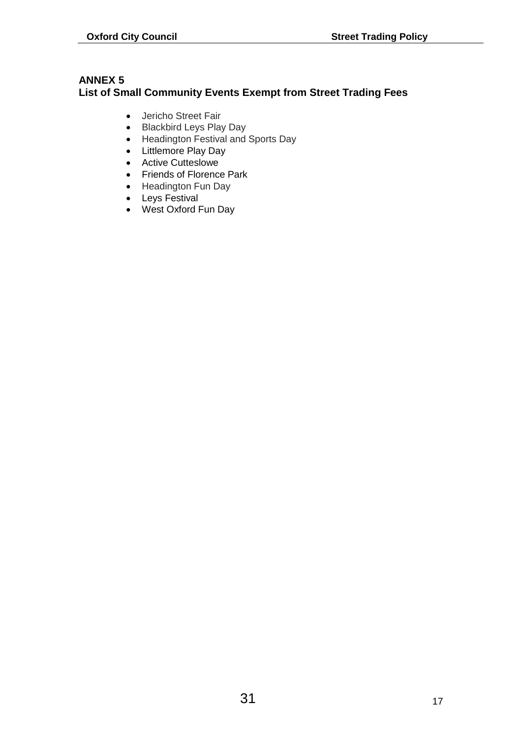## ANNEX 5
## List of Small Community Events Exempt from Street Trading Fees

- Jericho Street Fair
- Blackbird Leys Play Day
- Headington Festival and Sports Day
- Littlemore Play Day
- Active Cutteslowe
- Friends of Florence Park
- Headington Fun Day
- Leys Festival
- West Oxford Fun Day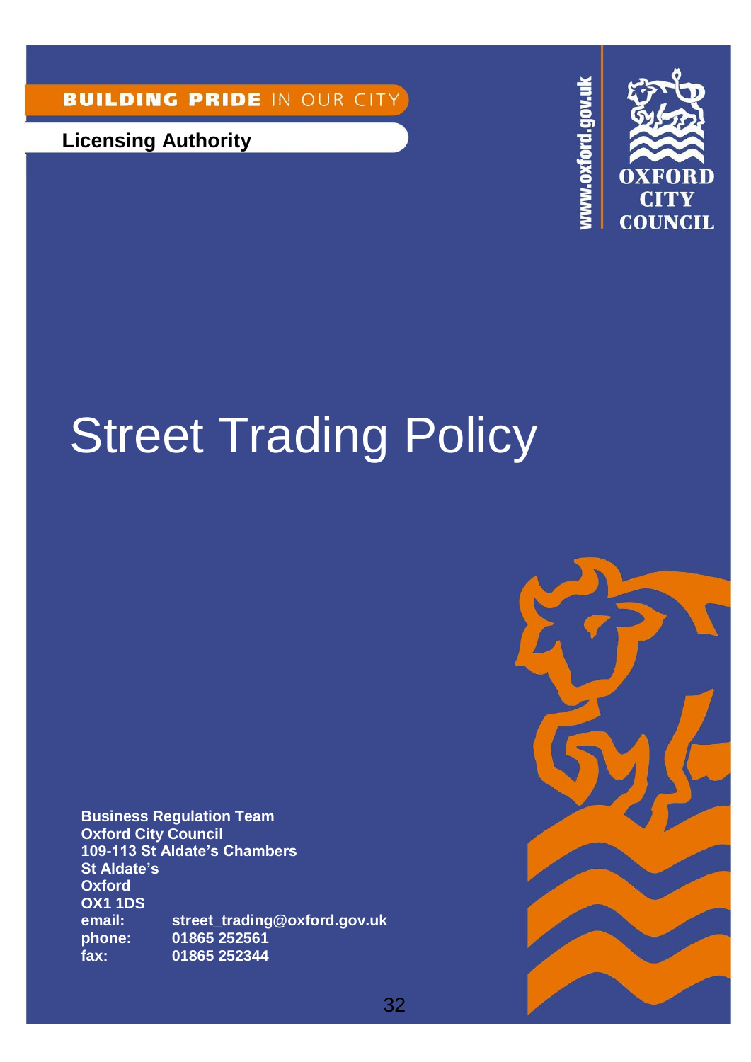**BUILDING PRIDE** IN OUR CITY

**Licensing Authority**

www.oxford.gov.uk

OXFORD CITY COUNCIL

# Street Trading Policy

**Business Regulation Team**
**Oxford City Council**
**109-113 St Aldate's Chambers**
**St Aldate's**
**Oxford**
**OX1 1DS**

| | |
|---|---|
| **email:** | **street_trading@oxford.gov.uk** |
| **phone:** | **01865 252561** |
| **fax:** | **01865 252344** |